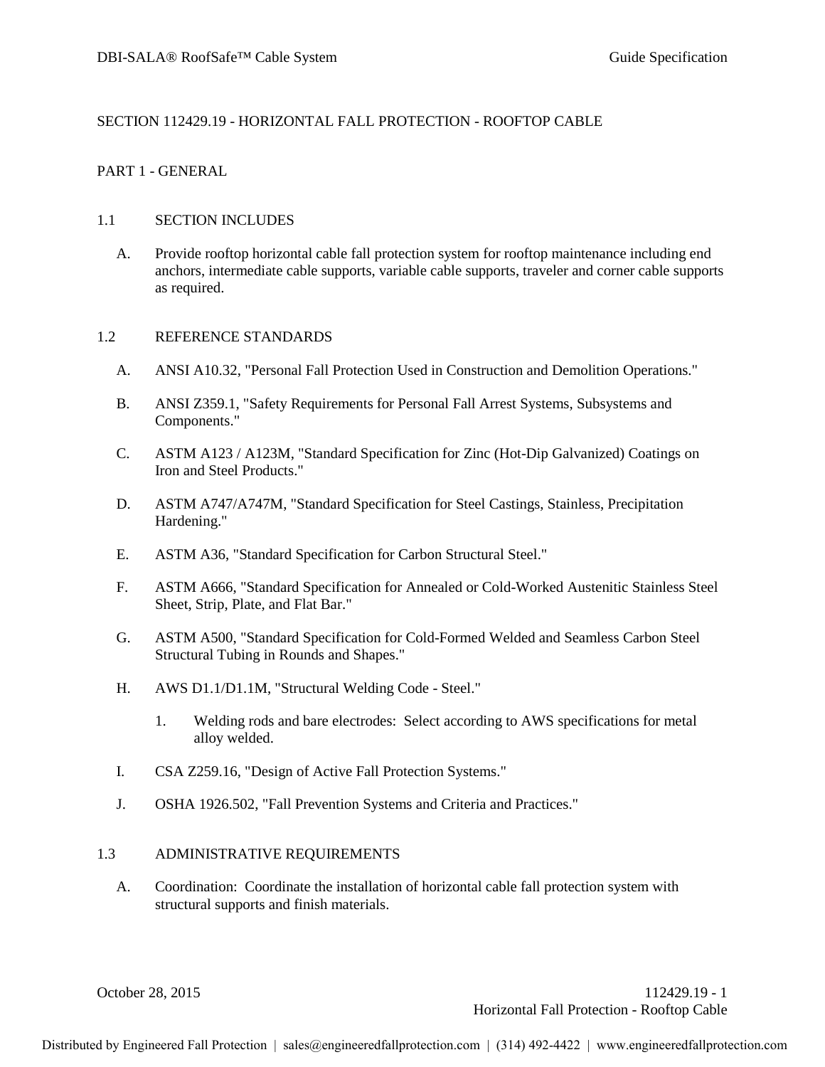# SECTION 112429.19 - HORIZONTAL FALL PROTECTION - ROOFTOP CABLE

## PART 1 - GENERAL

### 1.1 SECTION INCLUDES

A. Provide rooftop horizontal cable fall protection system for rooftop maintenance including end anchors, intermediate cable supports, variable cable supports, traveler and corner cable supports as required.

### 1.2 REFERENCE STANDARDS

A. ANSI A10.32, "Personal Fall Protection Used in Construction and Demolition Operations."

B. ANSI Z359.1, "Safety Requirements for Personal Fall Arrest Systems, Subsystems and Components."

C. ASTM A123 / A123M, "Standard Specification for Zinc (Hot-Dip Galvanized) Coatings on Iron and Steel Products."

D. ASTM A747/A747M, "Standard Specification for Steel Castings, Stainless, Precipitation Hardening."

E. ASTM A36, "Standard Specification for Carbon Structural Steel."

F. ASTM A666, "Standard Specification for Annealed or Cold-Worked Austenitic Stainless Steel Sheet, Strip, Plate, and Flat Bar."

G. ASTM A500, "Standard Specification for Cold-Formed Welded and Seamless Carbon Steel Structural Tubing in Rounds and Shapes."

H. AWS D1.1/D1.1M, "Structural Welding Code - Steel."

1. Welding rods and bare electrodes: Select according to AWS specifications for metal alloy welded.

I. CSA Z259.16, "Design of Active Fall Protection Systems."

J. OSHA 1926.502, "Fall Prevention Systems and Criteria and Practices."

### 1.3 ADMINISTRATIVE REQUIREMENTS

A. Coordination: Coordinate the installation of horizontal cable fall protection system with structural supports and finish materials.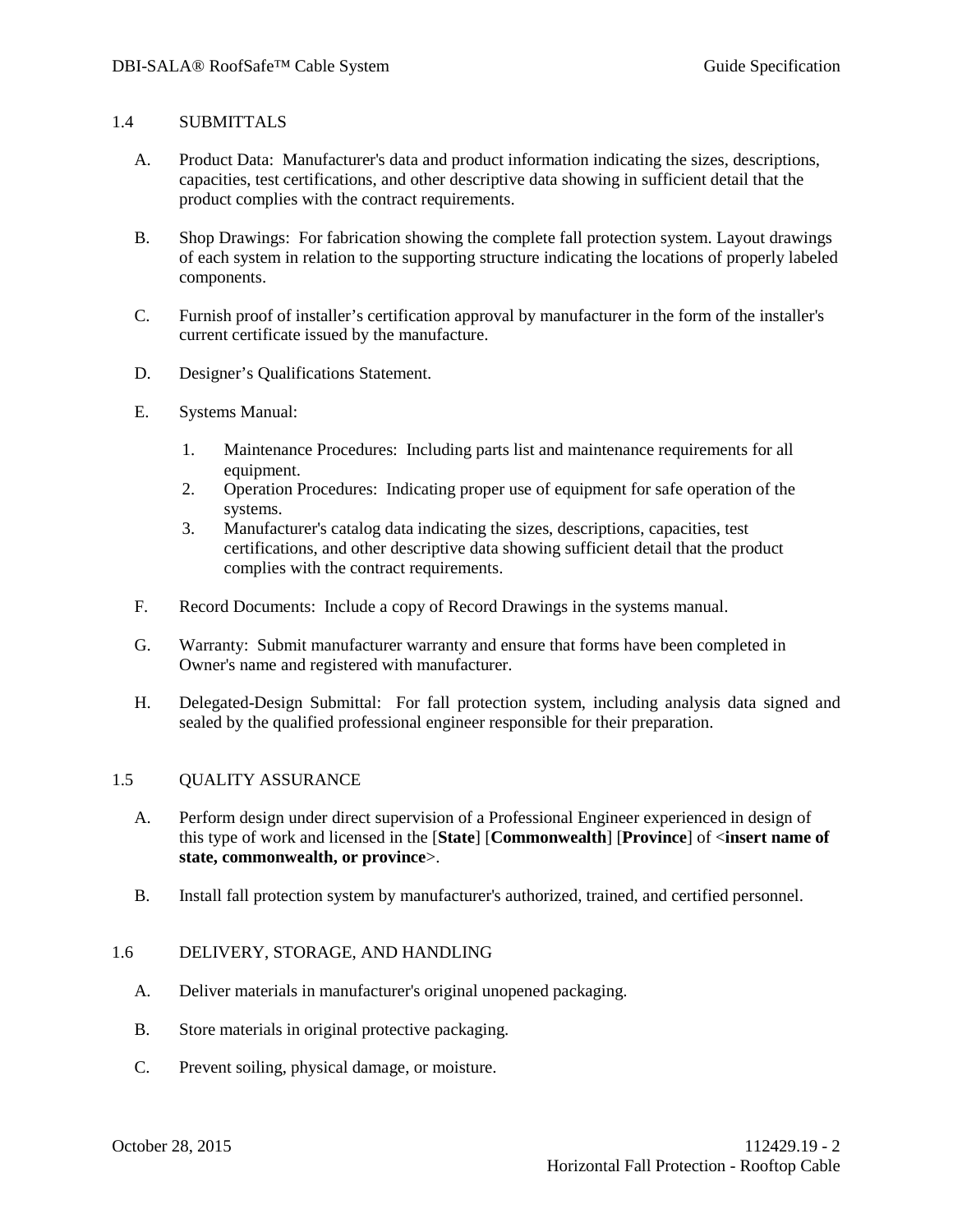## 1.4 SUBMITTALS

A. Product Data: Manufacturer's data and product information indicating the sizes, descriptions, capacities, test certifications, and other descriptive data showing in sufficient detail that the product complies with the contract requirements.

B. Shop Drawings: For fabrication showing the complete fall protection system. Layout drawings of each system in relation to the supporting structure indicating the locations of properly labeled components.

C. Furnish proof of installer's certification approval by manufacturer in the form of the installer's current certificate issued by the manufacture.

D. Designer's Qualifications Statement.

E. Systems Manual:

1. Maintenance Procedures: Including parts list and maintenance requirements for all equipment.
2. Operation Procedures: Indicating proper use of equipment for safe operation of the systems.
3. Manufacturer's catalog data indicating the sizes, descriptions, capacities, test certifications, and other descriptive data showing sufficient detail that the product complies with the contract requirements.

F. Record Documents: Include a copy of Record Drawings in the systems manual.

G. Warranty: Submit manufacturer warranty and ensure that forms have been completed in Owner's name and registered with manufacturer.

H. Delegated-Design Submittal: For fall protection system, including analysis data signed and sealed by the qualified professional engineer responsible for their preparation.

## 1.5 QUALITY ASSURANCE

A. Perform design under direct supervision of a Professional Engineer experienced in design of this type of work and licensed in the [**State**] [**Commonwealth**] [**Province**] of <**insert name of state, commonwealth, or province**>.

B. Install fall protection system by manufacturer's authorized, trained, and certified personnel.

## 1.6 DELIVERY, STORAGE, AND HANDLING

A. Deliver materials in manufacturer's original unopened packaging.

B. Store materials in original protective packaging.

C. Prevent soiling, physical damage, or moisture.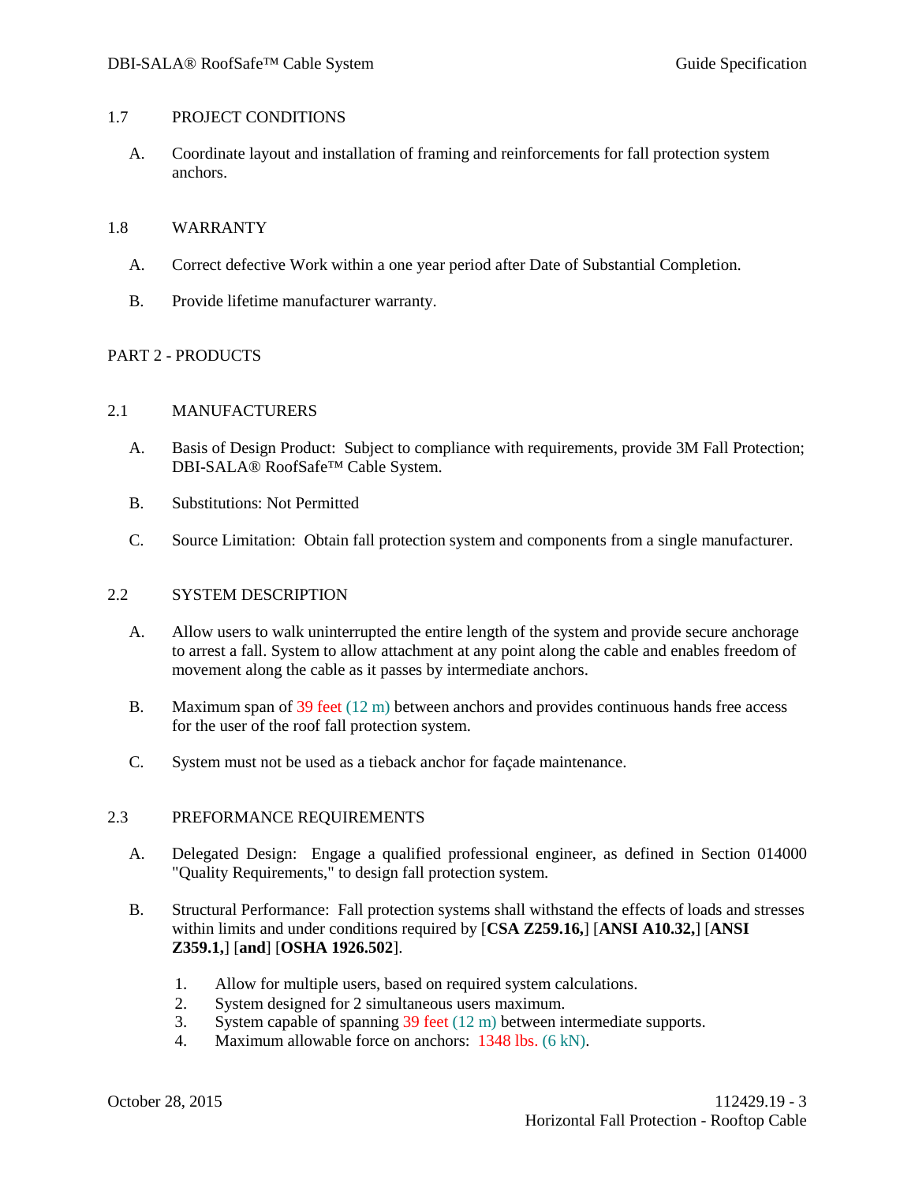## 1.7 PROJECT CONDITIONS

A. Coordinate layout and installation of framing and reinforcements for fall protection system anchors.

## 1.8 WARRANTY

A. Correct defective Work within a one year period after Date of Substantial Completion.

B. Provide lifetime manufacturer warranty.

# PART 2 - PRODUCTS

## 2.1 MANUFACTURERS

A. Basis of Design Product: Subject to compliance with requirements, provide 3M Fall Protection; DBI-SALA® RoofSafe™ Cable System.

B. Substitutions: Not Permitted

C. Source Limitation: Obtain fall protection system and components from a single manufacturer.

## 2.2 SYSTEM DESCRIPTION

A. Allow users to walk uninterrupted the entire length of the system and provide secure anchorage to arrest a fall. System to allow attachment at any point along the cable and enables freedom of movement along the cable as it passes by intermediate anchors.

B. Maximum span of 39 feet (12 m) between anchors and provides continuous hands free access for the user of the roof fall protection system.

C. System must not be used as a tieback anchor for façade maintenance.

## 2.3 PREFORMANCE REQUIREMENTS

A. Delegated Design: Engage a qualified professional engineer, as defined in Section 014000 "Quality Requirements," to design fall protection system.

B. Structural Performance: Fall protection systems shall withstand the effects of loads and stresses within limits and under conditions required by [**CSA Z259.16,**] [**ANSI A10.32,**] [**ANSI Z359.1,**] [**and**] [**OSHA 1926.502**].

1. Allow for multiple users, based on required system calculations.
2. System designed for 2 simultaneous users maximum.
3. System capable of spanning 39 feet (12 m) between intermediate supports.
4. Maximum allowable force on anchors: 1348 lbs. (6 kN).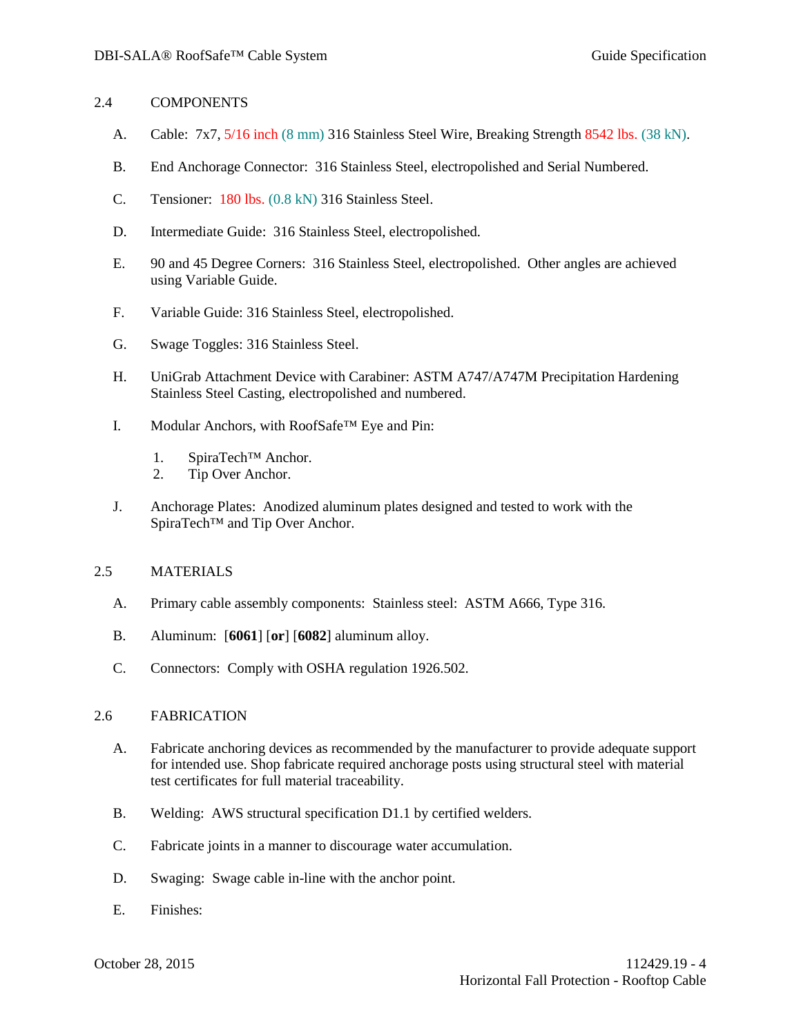## 2.4 COMPONENTS

A. Cable: 7x7, 5/16 inch (8 mm) 316 Stainless Steel Wire, Breaking Strength 8542 lbs. (38 kN).

B. End Anchorage Connector: 316 Stainless Steel, electropolished and Serial Numbered.

C. Tensioner: 180 lbs. (0.8 kN) 316 Stainless Steel.

D. Intermediate Guide: 316 Stainless Steel, electropolished.

E. 90 and 45 Degree Corners: 316 Stainless Steel, electropolished. Other angles are achieved using Variable Guide.

F. Variable Guide: 316 Stainless Steel, electropolished.

G. Swage Toggles: 316 Stainless Steel.

H. UniGrab Attachment Device with Carabiner: ASTM A747/A747M Precipitation Hardening Stainless Steel Casting, electropolished and numbered.

I. Modular Anchors, with RoofSafe™ Eye and Pin:

   1. SpiraTech™ Anchor.
   2. Tip Over Anchor.

J. Anchorage Plates: Anodized aluminum plates designed and tested to work with the SpiraTech™ and Tip Over Anchor.

## 2.5 MATERIALS

A. Primary cable assembly components: Stainless steel: ASTM A666, Type 316.

B. Aluminum: [**6061**] [**or**] [**6082**] aluminum alloy.

C. Connectors: Comply with OSHA regulation 1926.502.

## 2.6 FABRICATION

A. Fabricate anchoring devices as recommended by the manufacturer to provide adequate support for intended use. Shop fabricate required anchorage posts using structural steel with material test certificates for full material traceability.

B. Welding: AWS structural specification D1.1 by certified welders.

C. Fabricate joints in a manner to discourage water accumulation.

D. Swaging: Swage cable in-line with the anchor point.

E. Finishes: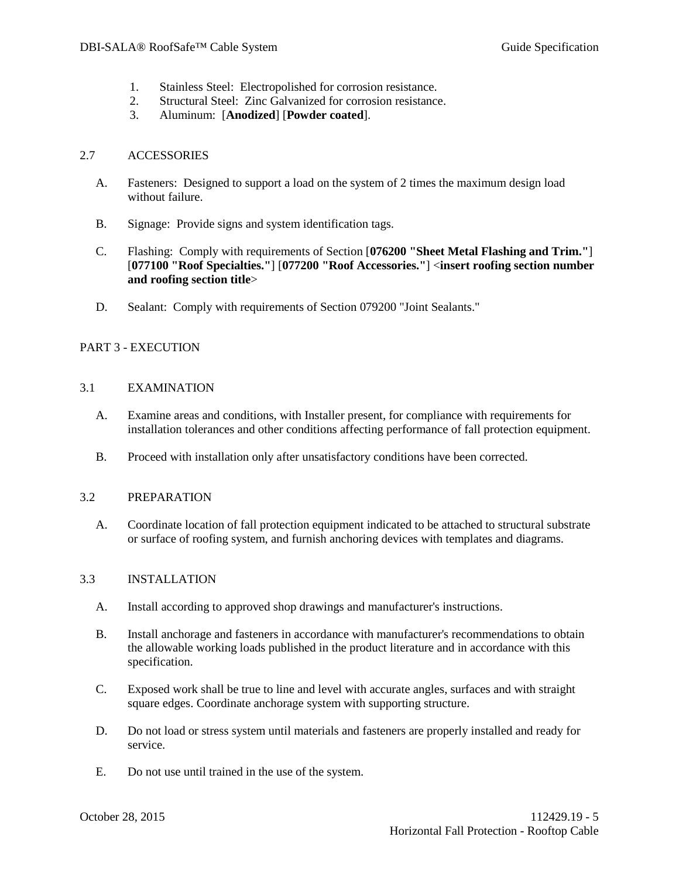1. Stainless Steel: Electropolished for corrosion resistance.
2. Structural Steel: Zinc Galvanized for corrosion resistance.
3. Aluminum: [**Anodized**] [**Powder coated**].

## 2.7 ACCESSORIES

A. Fasteners: Designed to support a load on the system of 2 times the maximum design load without failure.

B. Signage: Provide signs and system identification tags.

C. Flashing: Comply with requirements of Section [**076200 "Sheet Metal Flashing and Trim."**] [**077100 "Roof Specialties."**] [**077200 "Roof Accessories."**] <**insert roofing section number and roofing section title**>

D. Sealant: Comply with requirements of Section 079200 "Joint Sealants."

# PART 3 - EXECUTION

## 3.1 EXAMINATION

A. Examine areas and conditions, with Installer present, for compliance with requirements for installation tolerances and other conditions affecting performance of fall protection equipment.

B. Proceed with installation only after unsatisfactory conditions have been corrected.

## 3.2 PREPARATION

A. Coordinate location of fall protection equipment indicated to be attached to structural substrate or surface of roofing system, and furnish anchoring devices with templates and diagrams.

## 3.3 INSTALLATION

A. Install according to approved shop drawings and manufacturer's instructions.

B. Install anchorage and fasteners in accordance with manufacturer's recommendations to obtain the allowable working loads published in the product literature and in accordance with this specification.

C. Exposed work shall be true to line and level with accurate angles, surfaces and with straight square edges. Coordinate anchorage system with supporting structure.

D. Do not load or stress system until materials and fasteners are properly installed and ready for service.

E. Do not use until trained in the use of the system.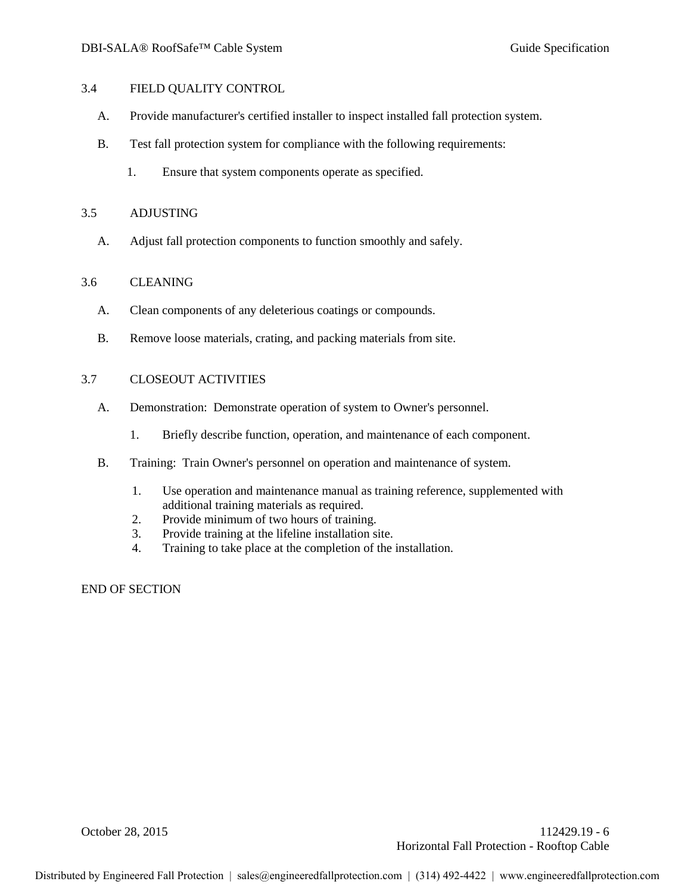## 3.4 FIELD QUALITY CONTROL

A. Provide manufacturer's certified installer to inspect installed fall protection system.

B. Test fall protection system for compliance with the following requirements:

1. Ensure that system components operate as specified.

## 3.5 ADJUSTING

A. Adjust fall protection components to function smoothly and safely.

## 3.6 CLEANING

A. Clean components of any deleterious coatings or compounds.

B. Remove loose materials, crating, and packing materials from site.

## 3.7 CLOSEOUT ACTIVITIES

A. Demonstration: Demonstrate operation of system to Owner's personnel.

1. Briefly describe function, operation, and maintenance of each component.

B. Training: Train Owner's personnel on operation and maintenance of system.

1. Use operation and maintenance manual as training reference, supplemented with additional training materials as required.
2. Provide minimum of two hours of training.
3. Provide training at the lifeline installation site.
4. Training to take place at the completion of the installation.

END OF SECTION